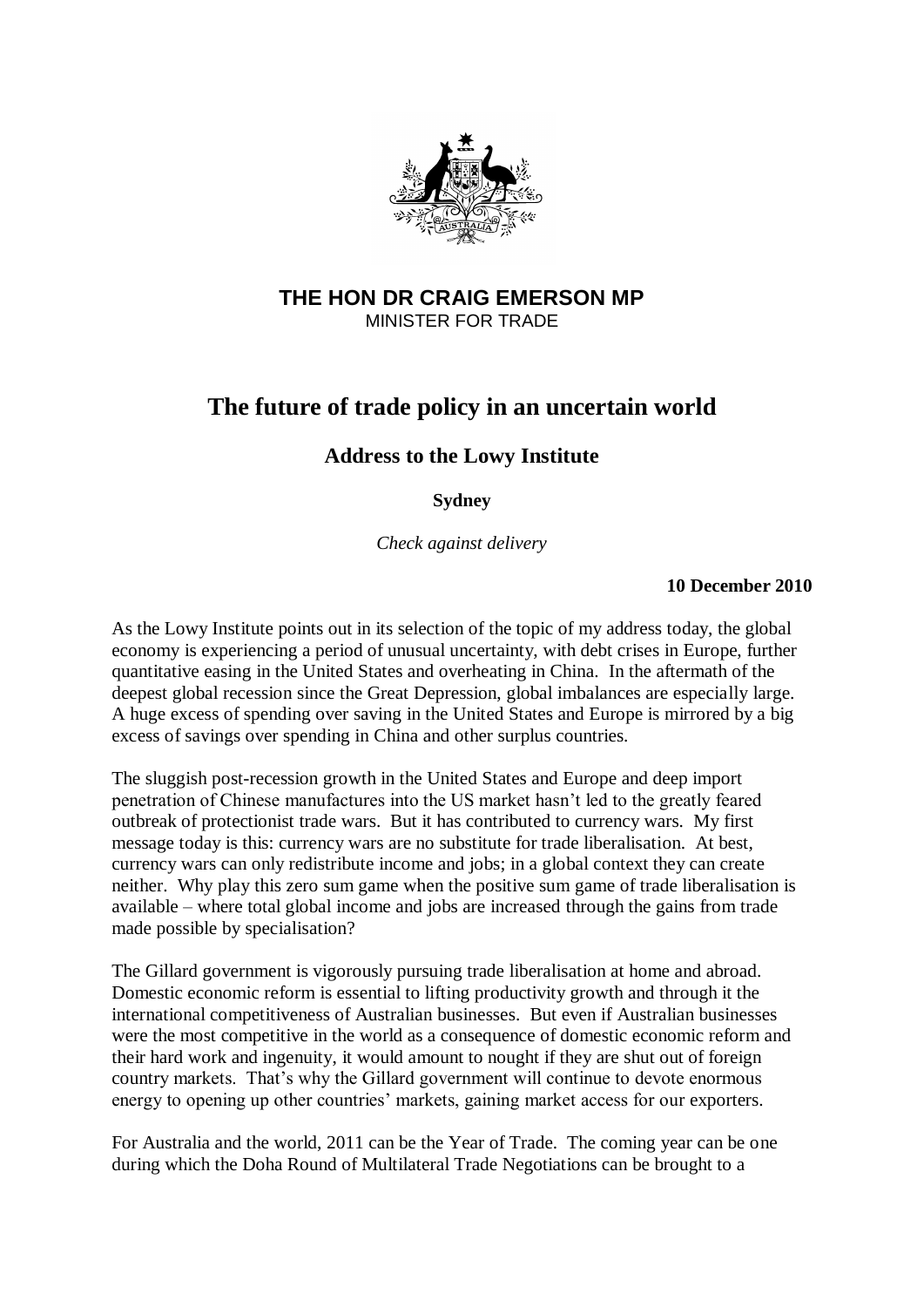**THE HON DR CRAIG EMERSON MP**
MINISTER FOR TRADE

# The future of trade policy in an uncertain world

## Address to the Lowy Institute

**Sydney**

*Check against delivery*

**10 December 2010**

As the Lowy Institute points out in its selection of the topic of my address today, the global economy is experiencing a period of unusual uncertainty, with debt crises in Europe, further quantitative easing in the United States and overheating in China. In the aftermath of the deepest global recession since the Great Depression, global imbalances are especially large. A huge excess of spending over saving in the United States and Europe is mirrored by a big excess of savings over spending in China and other surplus countries.

The sluggish post-recession growth in the United States and Europe and deep import penetration of Chinese manufactures into the US market hasn't led to the greatly feared outbreak of protectionist trade wars. But it has contributed to currency wars. My first message today is this: currency wars are no substitute for trade liberalisation. At best, currency wars can only redistribute income and jobs; in a global context they can create neither. Why play this zero sum game when the positive sum game of trade liberalisation is available – where total global income and jobs are increased through the gains from trade made possible by specialisation?

The Gillard government is vigorously pursuing trade liberalisation at home and abroad. Domestic economic reform is essential to lifting productivity growth and through it the international competitiveness of Australian businesses. But even if Australian businesses were the most competitive in the world as a consequence of domestic economic reform and their hard work and ingenuity, it would amount to nought if they are shut out of foreign country markets. That's why the Gillard government will continue to devote enormous energy to opening up other countries' markets, gaining market access for our exporters.

For Australia and the world, 2011 can be the Year of Trade. The coming year can be one during which the Doha Round of Multilateral Trade Negotiations can be brought to a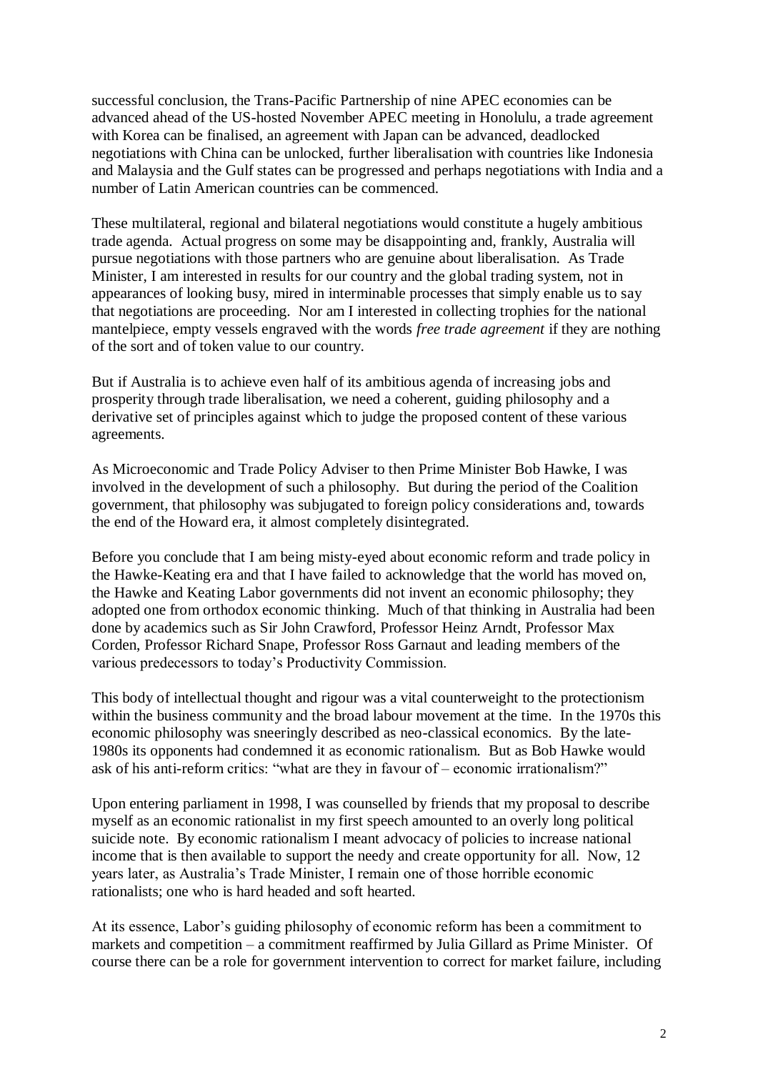successful conclusion, the Trans-Pacific Partnership of nine APEC economies can be advanced ahead of the US-hosted November APEC meeting in Honolulu, a trade agreement with Korea can be finalised, an agreement with Japan can be advanced, deadlocked negotiations with China can be unlocked, further liberalisation with countries like Indonesia and Malaysia and the Gulf states can be progressed and perhaps negotiations with India and a number of Latin American countries can be commenced.

These multilateral, regional and bilateral negotiations would constitute a hugely ambitious trade agenda. Actual progress on some may be disappointing and, frankly, Australia will pursue negotiations with those partners who are genuine about liberalisation. As Trade Minister, I am interested in results for our country and the global trading system, not in appearances of looking busy, mired in interminable processes that simply enable us to say that negotiations are proceeding. Nor am I interested in collecting trophies for the national mantelpiece, empty vessels engraved with the words *free trade agreement* if they are nothing of the sort and of token value to our country.

But if Australia is to achieve even half of its ambitious agenda of increasing jobs and prosperity through trade liberalisation, we need a coherent, guiding philosophy and a derivative set of principles against which to judge the proposed content of these various agreements.

As Microeconomic and Trade Policy Adviser to then Prime Minister Bob Hawke, I was involved in the development of such a philosophy. But during the period of the Coalition government, that philosophy was subjugated to foreign policy considerations and, towards the end of the Howard era, it almost completely disintegrated.

Before you conclude that I am being misty-eyed about economic reform and trade policy in the Hawke-Keating era and that I have failed to acknowledge that the world has moved on, the Hawke and Keating Labor governments did not invent an economic philosophy; they adopted one from orthodox economic thinking. Much of that thinking in Australia had been done by academics such as Sir John Crawford, Professor Heinz Arndt, Professor Max Corden, Professor Richard Snape, Professor Ross Garnaut and leading members of the various predecessors to today's Productivity Commission.

This body of intellectual thought and rigour was a vital counterweight to the protectionism within the business community and the broad labour movement at the time. In the 1970s this economic philosophy was sneeringly described as neo-classical economics. By the late-1980s its opponents had condemned it as economic rationalism. But as Bob Hawke would ask of his anti-reform critics: "what are they in favour of – economic irrationalism?"

Upon entering parliament in 1998, I was counselled by friends that my proposal to describe myself as an economic rationalist in my first speech amounted to an overly long political suicide note. By economic rationalism I meant advocacy of policies to increase national income that is then available to support the needy and create opportunity for all. Now, 12 years later, as Australia's Trade Minister, I remain one of those horrible economic rationalists; one who is hard headed and soft hearted.

At its essence, Labor's guiding philosophy of economic reform has been a commitment to markets and competition – a commitment reaffirmed by Julia Gillard as Prime Minister. Of course there can be a role for government intervention to correct for market failure, including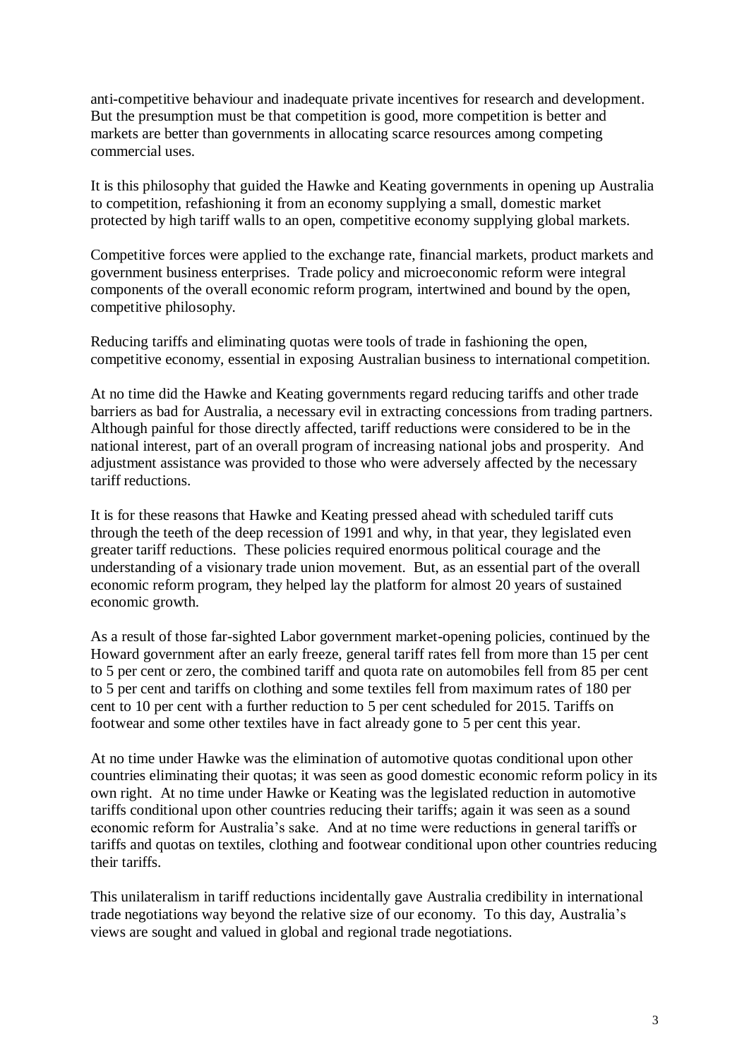anti-competitive behaviour and inadequate private incentives for research and development. But the presumption must be that competition is good, more competition is better and markets are better than governments in allocating scarce resources among competing commercial uses.

It is this philosophy that guided the Hawke and Keating governments in opening up Australia to competition, refashioning it from an economy supplying a small, domestic market protected by high tariff walls to an open, competitive economy supplying global markets.

Competitive forces were applied to the exchange rate, financial markets, product markets and government business enterprises. Trade policy and microeconomic reform were integral components of the overall economic reform program, intertwined and bound by the open, competitive philosophy.

Reducing tariffs and eliminating quotas were tools of trade in fashioning the open, competitive economy, essential in exposing Australian business to international competition.

At no time did the Hawke and Keating governments regard reducing tariffs and other trade barriers as bad for Australia, a necessary evil in extracting concessions from trading partners. Although painful for those directly affected, tariff reductions were considered to be in the national interest, part of an overall program of increasing national jobs and prosperity. And adjustment assistance was provided to those who were adversely affected by the necessary tariff reductions.

It is for these reasons that Hawke and Keating pressed ahead with scheduled tariff cuts through the teeth of the deep recession of 1991 and why, in that year, they legislated even greater tariff reductions. These policies required enormous political courage and the understanding of a visionary trade union movement. But, as an essential part of the overall economic reform program, they helped lay the platform for almost 20 years of sustained economic growth.

As a result of those far-sighted Labor government market-opening policies, continued by the Howard government after an early freeze, general tariff rates fell from more than 15 per cent to 5 per cent or zero, the combined tariff and quota rate on automobiles fell from 85 per cent to 5 per cent and tariffs on clothing and some textiles fell from maximum rates of 180 per cent to 10 per cent with a further reduction to 5 per cent scheduled for 2015. Tariffs on footwear and some other textiles have in fact already gone to 5 per cent this year.

At no time under Hawke was the elimination of automotive quotas conditional upon other countries eliminating their quotas; it was seen as good domestic economic reform policy in its own right. At no time under Hawke or Keating was the legislated reduction in automotive tariffs conditional upon other countries reducing their tariffs; again it was seen as a sound economic reform for Australia's sake. And at no time were reductions in general tariffs or tariffs and quotas on textiles, clothing and footwear conditional upon other countries reducing their tariffs.

This unilateralism in tariff reductions incidentally gave Australia credibility in international trade negotiations way beyond the relative size of our economy. To this day, Australia's views are sought and valued in global and regional trade negotiations.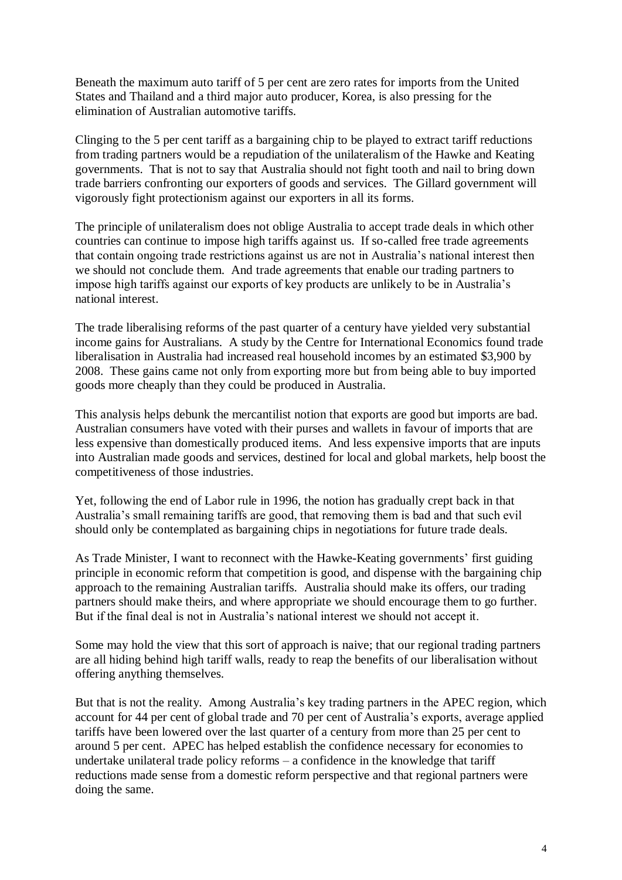Beneath the maximum auto tariff of 5 per cent are zero rates for imports from the United States and Thailand and a third major auto producer, Korea, is also pressing for the elimination of Australian automotive tariffs.

Clinging to the 5 per cent tariff as a bargaining chip to be played to extract tariff reductions from trading partners would be a repudiation of the unilateralism of the Hawke and Keating governments. That is not to say that Australia should not fight tooth and nail to bring down trade barriers confronting our exporters of goods and services. The Gillard government will vigorously fight protectionism against our exporters in all its forms.

The principle of unilateralism does not oblige Australia to accept trade deals in which other countries can continue to impose high tariffs against us. If so-called free trade agreements that contain ongoing trade restrictions against us are not in Australia's national interest then we should not conclude them. And trade agreements that enable our trading partners to impose high tariffs against our exports of key products are unlikely to be in Australia's national interest.

The trade liberalising reforms of the past quarter of a century have yielded very substantial income gains for Australians. A study by the Centre for International Economics found trade liberalisation in Australia had increased real household incomes by an estimated $3,900 by 2008. These gains came not only from exporting more but from being able to buy imported goods more cheaply than they could be produced in Australia.

This analysis helps debunk the mercantilist notion that exports are good but imports are bad. Australian consumers have voted with their purses and wallets in favour of imports that are less expensive than domestically produced items. And less expensive imports that are inputs into Australian made goods and services, destined for local and global markets, help boost the competitiveness of those industries.

Yet, following the end of Labor rule in 1996, the notion has gradually crept back in that Australia's small remaining tariffs are good, that removing them is bad and that such evil should only be contemplated as bargaining chips in negotiations for future trade deals.

As Trade Minister, I want to reconnect with the Hawke-Keating governments' first guiding principle in economic reform that competition is good, and dispense with the bargaining chip approach to the remaining Australian tariffs. Australia should make its offers, our trading partners should make theirs, and where appropriate we should encourage them to go further. But if the final deal is not in Australia's national interest we should not accept it.

Some may hold the view that this sort of approach is naive; that our regional trading partners are all hiding behind high tariff walls, ready to reap the benefits of our liberalisation without offering anything themselves.

But that is not the reality. Among Australia's key trading partners in the APEC region, which account for 44 per cent of global trade and 70 per cent of Australia's exports, average applied tariffs have been lowered over the last quarter of a century from more than 25 per cent to around 5 per cent. APEC has helped establish the confidence necessary for economies to undertake unilateral trade policy reforms – a confidence in the knowledge that tariff reductions made sense from a domestic reform perspective and that regional partners were doing the same.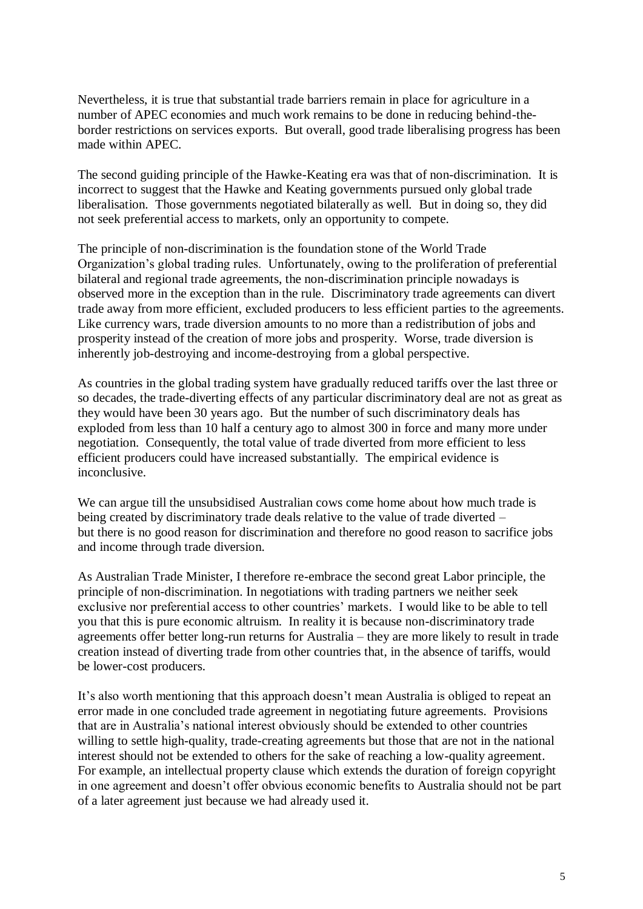Nevertheless, it is true that substantial trade barriers remain in place for agriculture in a number of APEC economies and much work remains to be done in reducing behind-the-border restrictions on services exports. But overall, good trade liberalising progress has been made within APEC.

The second guiding principle of the Hawke-Keating era was that of non-discrimination. It is incorrect to suggest that the Hawke and Keating governments pursued only global trade liberalisation. Those governments negotiated bilaterally as well. But in doing so, they did not seek preferential access to markets, only an opportunity to compete.

The principle of non-discrimination is the foundation stone of the World Trade Organization's global trading rules. Unfortunately, owing to the proliferation of preferential bilateral and regional trade agreements, the non-discrimination principle nowadays is observed more in the exception than in the rule. Discriminatory trade agreements can divert trade away from more efficient, excluded producers to less efficient parties to the agreements. Like currency wars, trade diversion amounts to no more than a redistribution of jobs and prosperity instead of the creation of more jobs and prosperity. Worse, trade diversion is inherently job-destroying and income-destroying from a global perspective.

As countries in the global trading system have gradually reduced tariffs over the last three or so decades, the trade-diverting effects of any particular discriminatory deal are not as great as they would have been 30 years ago. But the number of such discriminatory deals has exploded from less than 10 half a century ago to almost 300 in force and many more under negotiation. Consequently, the total value of trade diverted from more efficient to less efficient producers could have increased substantially. The empirical evidence is inconclusive.

We can argue till the unsubsidised Australian cows come home about how much trade is being created by discriminatory trade deals relative to the value of trade diverted – but there is no good reason for discrimination and therefore no good reason to sacrifice jobs and income through trade diversion.

As Australian Trade Minister, I therefore re-embrace the second great Labor principle, the principle of non-discrimination. In negotiations with trading partners we neither seek exclusive nor preferential access to other countries' markets. I would like to be able to tell you that this is pure economic altruism. In reality it is because non-discriminatory trade agreements offer better long-run returns for Australia – they are more likely to result in trade creation instead of diverting trade from other countries that, in the absence of tariffs, would be lower-cost producers.

It's also worth mentioning that this approach doesn't mean Australia is obliged to repeat an error made in one concluded trade agreement in negotiating future agreements. Provisions that are in Australia's national interest obviously should be extended to other countries willing to settle high-quality, trade-creating agreements but those that are not in the national interest should not be extended to others for the sake of reaching a low-quality agreement. For example, an intellectual property clause which extends the duration of foreign copyright in one agreement and doesn't offer obvious economic benefits to Australia should not be part of a later agreement just because we had already used it.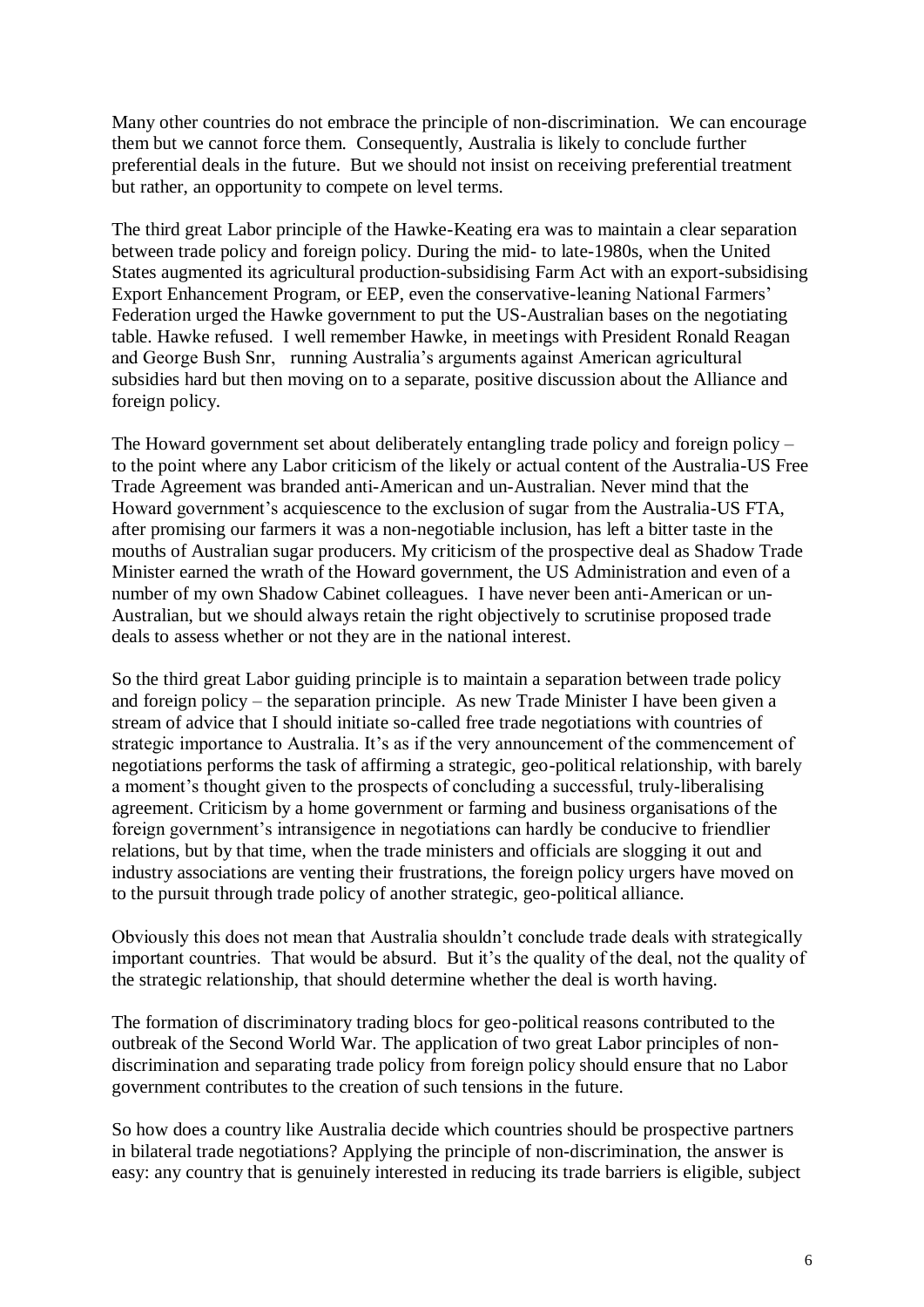Many other countries do not embrace the principle of non-discrimination. We can encourage them but we cannot force them. Consequently, Australia is likely to conclude further preferential deals in the future. But we should not insist on receiving preferential treatment but rather, an opportunity to compete on level terms.

The third great Labor principle of the Hawke-Keating era was to maintain a clear separation between trade policy and foreign policy. During the mid- to late-1980s, when the United States augmented its agricultural production-subsidising Farm Act with an export-subsidising Export Enhancement Program, or EEP, even the conservative-leaning National Farmers' Federation urged the Hawke government to put the US-Australian bases on the negotiating table. Hawke refused. I well remember Hawke, in meetings with President Ronald Reagan and George Bush Snr, running Australia's arguments against American agricultural subsidies hard but then moving on to a separate, positive discussion about the Alliance and foreign policy.

The Howard government set about deliberately entangling trade policy and foreign policy – to the point where any Labor criticism of the likely or actual content of the Australia-US Free Trade Agreement was branded anti-American and un-Australian. Never mind that the Howard government's acquiescence to the exclusion of sugar from the Australia-US FTA, after promising our farmers it was a non-negotiable inclusion, has left a bitter taste in the mouths of Australian sugar producers. My criticism of the prospective deal as Shadow Trade Minister earned the wrath of the Howard government, the US Administration and even of a number of my own Shadow Cabinet colleagues. I have never been anti-American or un-Australian, but we should always retain the right objectively to scrutinise proposed trade deals to assess whether or not they are in the national interest.

So the third great Labor guiding principle is to maintain a separation between trade policy and foreign policy – the separation principle. As new Trade Minister I have been given a stream of advice that I should initiate so-called free trade negotiations with countries of strategic importance to Australia. It's as if the very announcement of the commencement of negotiations performs the task of affirming a strategic, geo-political relationship, with barely a moment's thought given to the prospects of concluding a successful, truly-liberalising agreement. Criticism by a home government or farming and business organisations of the foreign government's intransigence in negotiations can hardly be conducive to friendlier relations, but by that time, when the trade ministers and officials are slogging it out and industry associations are venting their frustrations, the foreign policy urgers have moved on to the pursuit through trade policy of another strategic, geo-political alliance.

Obviously this does not mean that Australia shouldn't conclude trade deals with strategically important countries. That would be absurd. But it's the quality of the deal, not the quality of the strategic relationship, that should determine whether the deal is worth having.

The formation of discriminatory trading blocs for geo-political reasons contributed to the outbreak of the Second World War. The application of two great Labor principles of non-discrimination and separating trade policy from foreign policy should ensure that no Labor government contributes to the creation of such tensions in the future.

So how does a country like Australia decide which countries should be prospective partners in bilateral trade negotiations? Applying the principle of non-discrimination, the answer is easy: any country that is genuinely interested in reducing its trade barriers is eligible, subject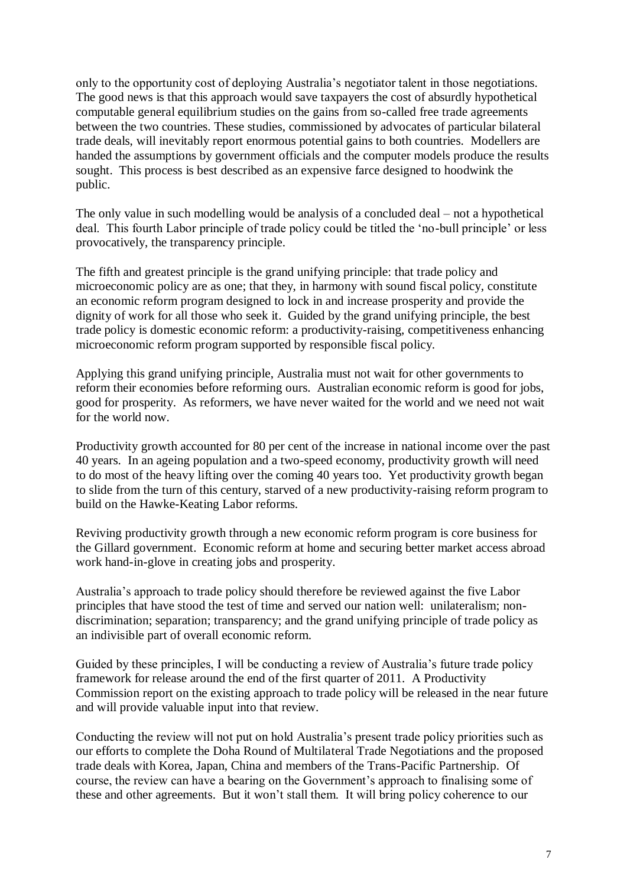only to the opportunity cost of deploying Australia's negotiator talent in those negotiations. The good news is that this approach would save taxpayers the cost of absurdly hypothetical computable general equilibrium studies on the gains from so-called free trade agreements between the two countries. These studies, commissioned by advocates of particular bilateral trade deals, will inevitably report enormous potential gains to both countries. Modellers are handed the assumptions by government officials and the computer models produce the results sought. This process is best described as an expensive farce designed to hoodwink the public.

The only value in such modelling would be analysis of a concluded deal – not a hypothetical deal. This fourth Labor principle of trade policy could be titled the 'no-bull principle' or less provocatively, the transparency principle.

The fifth and greatest principle is the grand unifying principle: that trade policy and microeconomic policy are as one; that they, in harmony with sound fiscal policy, constitute an economic reform program designed to lock in and increase prosperity and provide the dignity of work for all those who seek it. Guided by the grand unifying principle, the best trade policy is domestic economic reform: a productivity-raising, competitiveness enhancing microeconomic reform program supported by responsible fiscal policy.

Applying this grand unifying principle, Australia must not wait for other governments to reform their economies before reforming ours. Australian economic reform is good for jobs, good for prosperity. As reformers, we have never waited for the world and we need not wait for the world now.

Productivity growth accounted for 80 per cent of the increase in national income over the past 40 years. In an ageing population and a two-speed economy, productivity growth will need to do most of the heavy lifting over the coming 40 years too. Yet productivity growth began to slide from the turn of this century, starved of a new productivity-raising reform program to build on the Hawke-Keating Labor reforms.

Reviving productivity growth through a new economic reform program is core business for the Gillard government. Economic reform at home and securing better market access abroad work hand-in-glove in creating jobs and prosperity.

Australia's approach to trade policy should therefore be reviewed against the five Labor principles that have stood the test of time and served our nation well: unilateralism; non-discrimination; separation; transparency; and the grand unifying principle of trade policy as an indivisible part of overall economic reform.

Guided by these principles, I will be conducting a review of Australia's future trade policy framework for release around the end of the first quarter of 2011. A Productivity Commission report on the existing approach to trade policy will be released in the near future and will provide valuable input into that review.

Conducting the review will not put on hold Australia's present trade policy priorities such as our efforts to complete the Doha Round of Multilateral Trade Negotiations and the proposed trade deals with Korea, Japan, China and members of the Trans-Pacific Partnership. Of course, the review can have a bearing on the Government's approach to finalising some of these and other agreements. But it won't stall them. It will bring policy coherence to our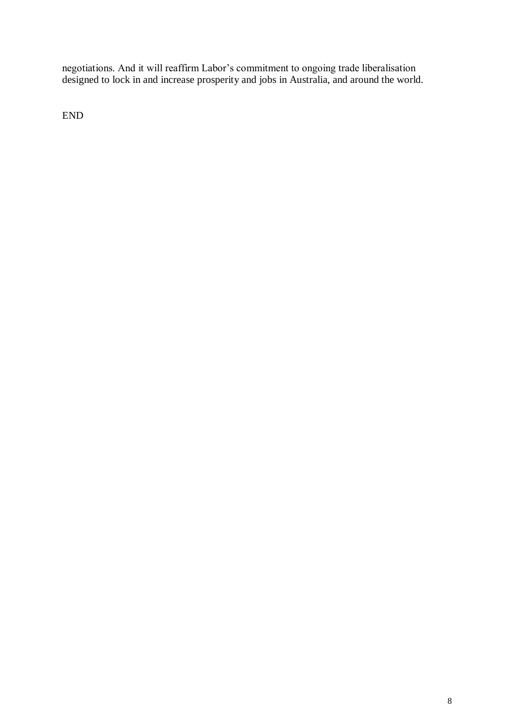negotiations. And it will reaffirm Labor's commitment to ongoing trade liberalisation designed to lock in and increase prosperity and jobs in Australia, and around the world.

END